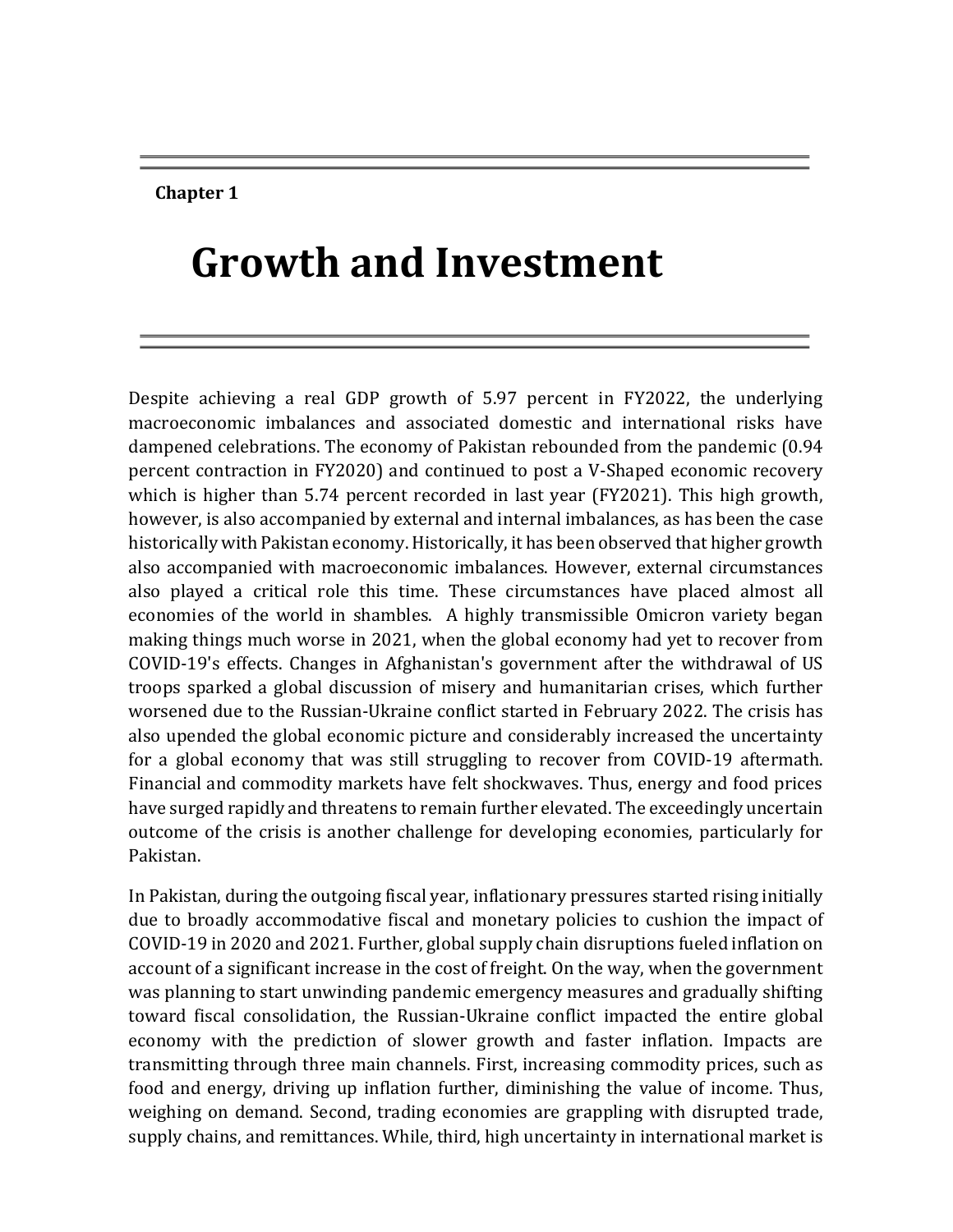Chapter 1

# Growth and Investment

Despite achieving a real GDP growth of 5.97 percent in FY2022, the underlying macroeconomic imbalances and associated domestic and international risks have dampened celebrations. The economy of Pakistan rebounded from the pandemic (0.94 percent contraction in FY2020) and continued to post a V-Shaped economic recovery which is higher than 5.74 percent recorded in last year (FY2021). This high growth, however, is also accompanied by external and internal imbalances, as has been the case historically with Pakistan economy. Historically, it has been observed that higher growth also accompanied with macroeconomic imbalances. However, external circumstances also played a critical role this time. These circumstances have placed almost all economies of the world in shambles. A highly transmissible Omicron variety began making things much worse in 2021, when the global economy had yet to recover from COVID-19's effects. Changes in Afghanistan's government after the withdrawal of US troops sparked a global discussion of misery and humanitarian crises, which further worsened due to the Russian-Ukraine conflict started in February 2022. The crisis has also upended the global economic picture and considerably increased the uncertainty for a global economy that was still struggling to recover from COVID-19 aftermath. Financial and commodity markets have felt shockwaves. Thus, energy and food prices have surged rapidly and threatens to remain further elevated. The exceedingly uncertain outcome of the crisis is another challenge for developing economies, particularly for Pakistan.

In Pakistan, during the outgoing fiscal year, inflationary pressures started rising initially due to broadly accommodative fiscal and monetary policies to cushion the impact of COVID-19 in 2020 and 2021. Further, global supply chain disruptions fueled inflation on account of a significant increase in the cost of freight. On the way, when the government was planning to start unwinding pandemic emergency measures and gradually shifting toward fiscal consolidation, the Russian-Ukraine conflict impacted the entire global economy with the prediction of slower growth and faster inflation. Impacts are transmitting through three main channels. First, increasing commodity prices, such as food and energy, driving up inflation further, diminishing the value of income. Thus, weighing on demand. Second, trading economies are grappling with disrupted trade, supply chains, and remittances. While, third, high uncertainty in international market is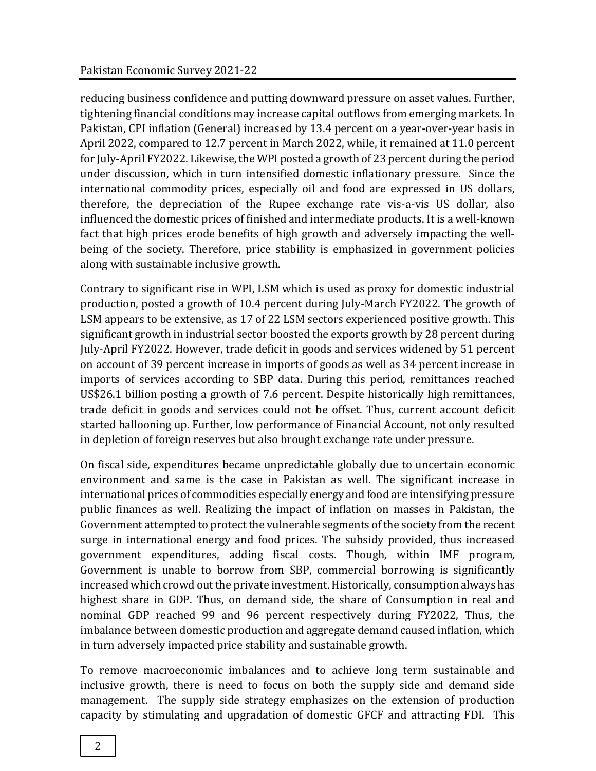reducing business confidence and putting downward pressure on asset values. Further, tightening financial conditions may increase capital outflows from emerging markets. In Pakistan, CPI inflation (General) increased by 13.4 percent on a year-over-year basis in April 2022, compared to 12.7 percent in March 2022, while, it remained at 11.0 percent for July-April FY2022. Likewise, the WPI posted a growth of 23 percent during the period under discussion, which in turn intensified domestic inflationary pressure. Since the international commodity prices, especially oil and food are expressed in US dollars, therefore, the depreciation of the Rupee exchange rate vis-a-vis US dollar, also influenced the domestic prices of finished and intermediate products. It is a well-known fact that high prices erode benefits of high growth and adversely impacting the well-being of the society. Therefore, price stability is emphasized in government policies along with sustainable inclusive growth.

Contrary to significant rise in WPI, LSM which is used as proxy for domestic industrial production, posted a growth of 10.4 percent during July-March FY2022. The growth of LSM appears to be extensive, as 17 of 22 LSM sectors experienced positive growth. This significant growth in industrial sector boosted the exports growth by 28 percent during July-April FY2022. However, trade deficit in goods and services widened by 51 percent on account of 39 percent increase in imports of goods as well as 34 percent increase in imports of services according to SBP data. During this period, remittances reached US$26.1 billion posting a growth of 7.6 percent. Despite historically high remittances, trade deficit in goods and services could not be offset. Thus, current account deficit started ballooning up. Further, low performance of Financial Account, not only resulted in depletion of foreign reserves but also brought exchange rate under pressure.

On fiscal side, expenditures became unpredictable globally due to uncertain economic environment and same is the case in Pakistan as well. The significant increase in international prices of commodities especially energy and food are intensifying pressure public finances as well. Realizing the impact of inflation on masses in Pakistan, the Government attempted to protect the vulnerable segments of the society from the recent surge in international energy and food prices. The subsidy provided, thus increased government expenditures, adding fiscal costs. Though, within IMF program, Government is unable to borrow from SBP, commercial borrowing is significantly increased which crowd out the private investment. Historically, consumption always has highest share in GDP. Thus, on demand side, the share of Consumption in real and nominal GDP reached 99 and 96 percent respectively during FY2022, Thus, the imbalance between domestic production and aggregate demand caused inflation, which in turn adversely impacted price stability and sustainable growth.

To remove macroeconomic imbalances and to achieve long term sustainable and inclusive growth, there is need to focus on both the supply side and demand side management. The supply side strategy emphasizes on the extension of production capacity by stimulating and upgradation of domestic GFCF and attracting FDI. This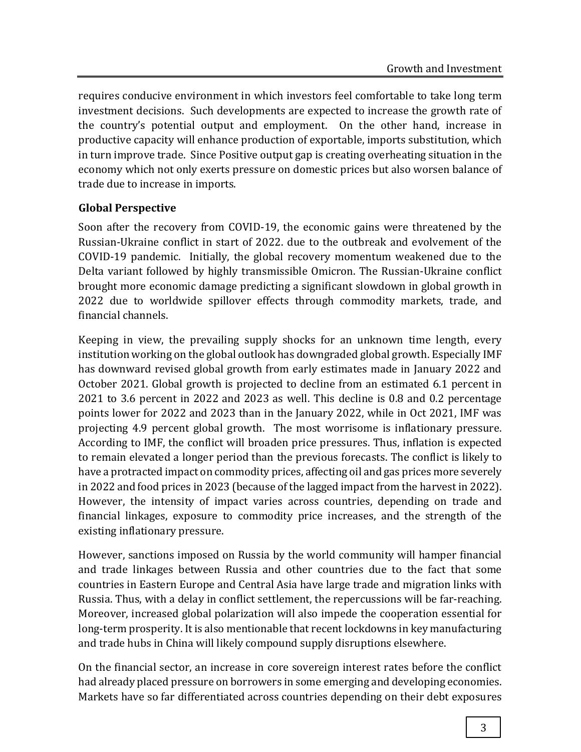requires conducive environment in which investors feel comfortable to take long term investment decisions. Such developments are expected to increase the growth rate of the country's potential output and employment. On the other hand, increase in productive capacity will enhance production of exportable, imports substitution, which in turn improve trade. Since Positive output gap is creating overheating situation in the economy which not only exerts pressure on domestic prices but also worsen balance of trade due to increase in imports.

**Global Perspective**

Soon after the recovery from COVID-19, the economic gains were threatened by the Russian-Ukraine conflict in start of 2022. due to the outbreak and evolvement of the COVID-19 pandemic. Initially, the global recovery momentum weakened due to the Delta variant followed by highly transmissible Omicron. The Russian-Ukraine conflict brought more economic damage predicting a significant slowdown in global growth in 2022 due to worldwide spillover effects through commodity markets, trade, and financial channels.

Keeping in view, the prevailing supply shocks for an unknown time length, every institution working on the global outlook has downgraded global growth. Especially IMF has downward revised global growth from early estimates made in January 2022 and October 2021. Global growth is projected to decline from an estimated 6.1 percent in 2021 to 3.6 percent in 2022 and 2023 as well. This decline is 0.8 and 0.2 percentage points lower for 2022 and 2023 than in the January 2022, while in Oct 2021, IMF was projecting 4.9 percent global growth. The most worrisome is inflationary pressure. According to IMF, the conflict will broaden price pressures. Thus, inflation is expected to remain elevated a longer period than the previous forecasts. The conflict is likely to have a protracted impact on commodity prices, affecting oil and gas prices more severely in 2022 and food prices in 2023 (because of the lagged impact from the harvest in 2022). However, the intensity of impact varies across countries, depending on trade and financial linkages, exposure to commodity price increases, and the strength of the existing inflationary pressure.

However, sanctions imposed on Russia by the world community will hamper financial and trade linkages between Russia and other countries due to the fact that some countries in Eastern Europe and Central Asia have large trade and migration links with Russia. Thus, with a delay in conflict settlement, the repercussions will be far-reaching. Moreover, increased global polarization will also impede the cooperation essential for long-term prosperity. It is also mentionable that recent lockdowns in key manufacturing and trade hubs in China will likely compound supply disruptions elsewhere.

On the financial sector, an increase in core sovereign interest rates before the conflict had already placed pressure on borrowers in some emerging and developing economies. Markets have so far differentiated across countries depending on their debt exposures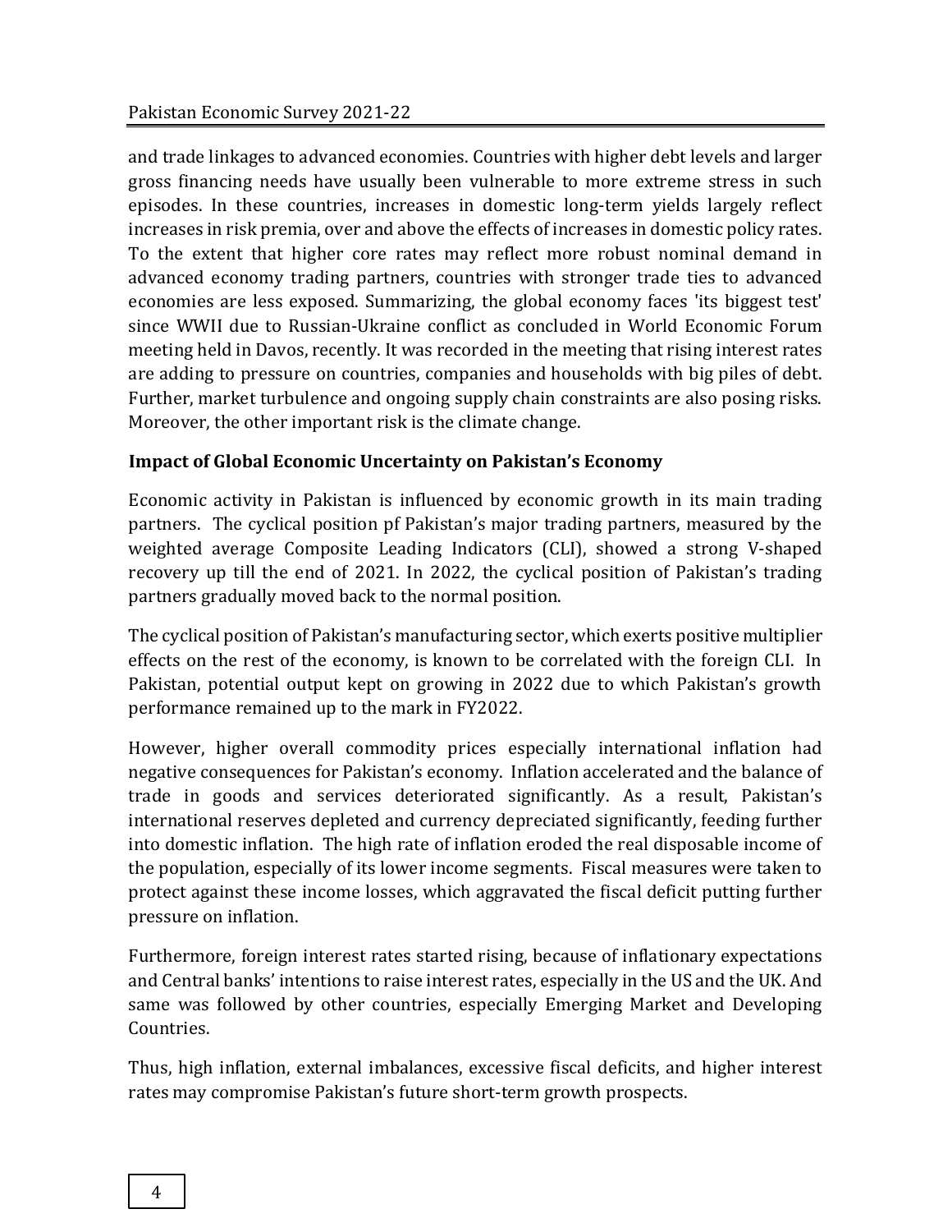and trade linkages to advanced economies. Countries with higher debt levels and larger gross financing needs have usually been vulnerable to more extreme stress in such episodes. In these countries, increases in domestic long-term yields largely reflect increases in risk premia, over and above the effects of increases in domestic policy rates. To the extent that higher core rates may reflect more robust nominal demand in advanced economy trading partners, countries with stronger trade ties to advanced economies are less exposed. Summarizing, the global economy faces 'its biggest test' since WWII due to Russian-Ukraine conflict as concluded in World Economic Forum meeting held in Davos, recently. It was recorded in the meeting that rising interest rates are adding to pressure on countries, companies and households with big piles of debt. Further, market turbulence and ongoing supply chain constraints are also posing risks. Moreover, the other important risk is the climate change.

**Impact of Global Economic Uncertainty on Pakistan's Economy**

Economic activity in Pakistan is influenced by economic growth in its main trading partners. The cyclical position pf Pakistan's major trading partners, measured by the weighted average Composite Leading Indicators (CLI), showed a strong V-shaped recovery up till the end of 2021. In 2022, the cyclical position of Pakistan's trading partners gradually moved back to the normal position.

The cyclical position of Pakistan's manufacturing sector, which exerts positive multiplier effects on the rest of the economy, is known to be correlated with the foreign CLI. In Pakistan, potential output kept on growing in 2022 due to which Pakistan's growth performance remained up to the mark in FY2022.

However, higher overall commodity prices especially international inflation had negative consequences for Pakistan's economy. Inflation accelerated and the balance of trade in goods and services deteriorated significantly. As a result, Pakistan's international reserves depleted and currency depreciated significantly, feeding further into domestic inflation. The high rate of inflation eroded the real disposable income of the population, especially of its lower income segments. Fiscal measures were taken to protect against these income losses, which aggravated the fiscal deficit putting further pressure on inflation.

Furthermore, foreign interest rates started rising, because of inflationary expectations and Central banks' intentions to raise interest rates, especially in the US and the UK. And same was followed by other countries, especially Emerging Market and Developing Countries.

Thus, high inflation, external imbalances, excessive fiscal deficits, and higher interest rates may compromise Pakistan's future short-term growth prospects.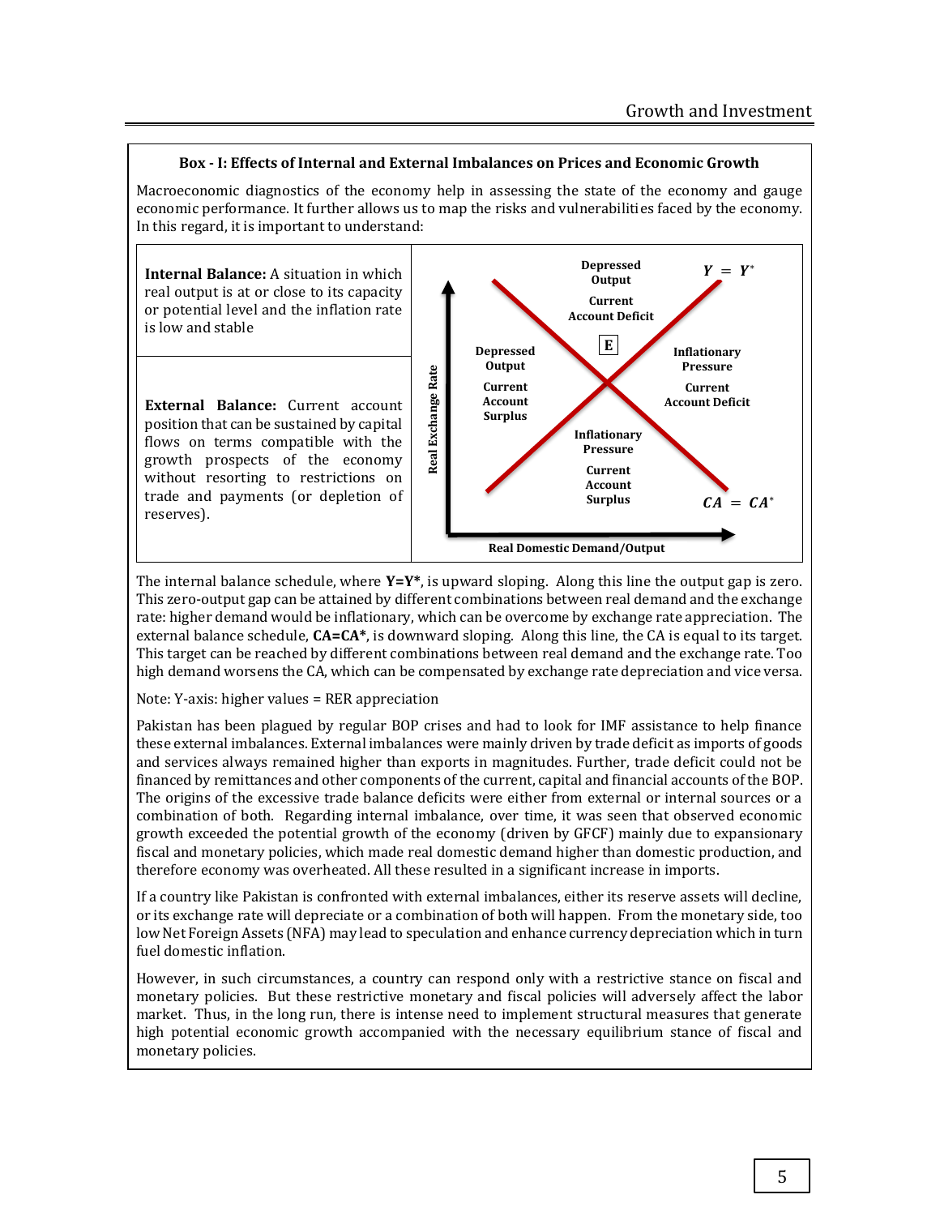### Box - I: Effects of Internal and External Imbalances on Prices and Economic Growth

Macroeconomic diagnostics of the economy help in assessing the state of the economy and gauge economic performance. It further allows us to map the risks and vulnerabilities faced by the economy. In this regard, it is important to understand:

**Internal Balance:** A situation in which real output is at or close to its capacity or potential level and the inflation rate is low and stable

**External Balance:** Current account position that can be sustained by capital flows on terms compatible with the growth prospects of the economy without resorting to restrictions on trade and payments (or depletion of reserves).

Real Exchange Rate

$Y = Y^*$

Depressed Output
Current Account Deficit

E

Depressed Output
Current Account Surplus

Inflationary Pressure
Current Account Deficit

Inflationary Pressure
Current Account Surplus

$CA = CA^*$

Real Domestic Demand/Output

The internal balance schedule, where **Y=Y\***, is upward sloping. Along this line the output gap is zero. This zero-output gap can be attained by different combinations between real demand and the exchange rate: higher demand would be inflationary, which can be overcome by exchange rate appreciation. The external balance schedule, **CA=CA\***, is downward sloping. Along this line, the CA is equal to its target. This target can be reached by different combinations between real demand and the exchange rate. Too high demand worsens the CA, which can be compensated by exchange rate depreciation and vice versa.

Note: Y-axis: higher values = RER appreciation

Pakistan has been plagued by regular BOP crises and had to look for IMF assistance to help finance these external imbalances. External imbalances were mainly driven by trade deficit as imports of goods and services always remained higher than exports in magnitudes. Further, trade deficit could not be financed by remittances and other components of the current, capital and financial accounts of the BOP. The origins of the excessive trade balance deficits were either from external or internal sources or a combination of both. Regarding internal imbalance, over time, it was seen that observed economic growth exceeded the potential growth of the economy (driven by GFCF) mainly due to expansionary fiscal and monetary policies, which made real domestic demand higher than domestic production, and therefore economy was overheated. All these resulted in a significant increase in imports.

If a country like Pakistan is confronted with external imbalances, either its reserve assets will decline, or its exchange rate will depreciate or a combination of both will happen. From the monetary side, too low Net Foreign Assets (NFA) may lead to speculation and enhance currency depreciation which in turn fuel domestic inflation.

However, in such circumstances, a country can respond only with a restrictive stance on fiscal and monetary policies. But these restrictive monetary and fiscal policies will adversely affect the labor market. Thus, in the long run, there is intense need to implement structural measures that generate high potential economic growth accompanied with the necessary equilibrium stance of fiscal and monetary policies.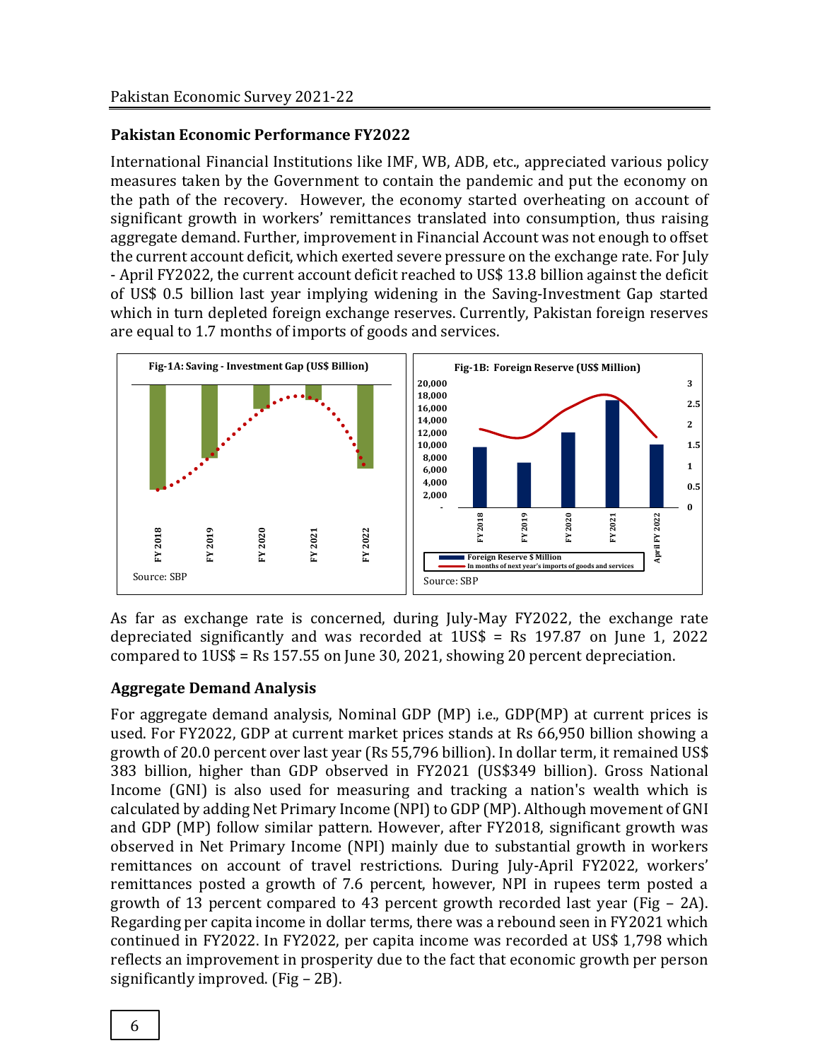## Pakistan Economic Performance FY2022

International Financial Institutions like IMF, WB, ADB, etc., appreciated various policy measures taken by the Government to contain the pandemic and put the economy on the path of the recovery. However, the economy started overheating on account of significant growth in workers' remittances translated into consumption, thus raising aggregate demand. Further, improvement in Financial Account was not enough to offset the current account deficit, which exerted severe pressure on the exchange rate. For July - April FY2022, the current account deficit reached to US$ 13.8 billion against the deficit of US$ 0.5 billion last year implying widening in the Saving-Investment Gap started which in turn depleted foreign exchange reserves. Currently, Pakistan foreign reserves are equal to 1.7 months of imports of goods and services.

**Fig-1A: Saving - Investment Gap (US$ Billion)**

Source: SBP

**Fig-1B: Foreign Reserve (US$ Million)**

Source: SBP

As far as exchange rate is concerned, during July-May FY2022, the exchange rate depreciated significantly and was recorded at 1US$ = Rs 197.87 on June 1, 2022 compared to 1US$ = Rs 157.55 on June 30, 2021, showing 20 percent depreciation.

## Aggregate Demand Analysis

For aggregate demand analysis, Nominal GDP (MP) i.e., GDP(MP) at current prices is used. For FY2022, GDP at current market prices stands at Rs 66,950 billion showing a growth of 20.0 percent over last year (Rs 55,796 billion). In dollar term, it remained US$ 383 billion, higher than GDP observed in FY2021 (US$349 billion). Gross National Income (GNI) is also used for measuring and tracking a nation's wealth which is calculated by adding Net Primary Income (NPI) to GDP (MP). Although movement of GNI and GDP (MP) follow similar pattern. However, after FY2018, significant growth was observed in Net Primary Income (NPI) mainly due to substantial growth in workers remittances on account of travel restrictions. During July-April FY2022, workers' remittances posted a growth of 7.6 percent, however, NPI in rupees term posted a growth of 13 percent compared to 43 percent growth recorded last year (Fig – 2A). Regarding per capita income in dollar terms, there was a rebound seen in FY2021 which continued in FY2022. In FY2022, per capita income was recorded at US$ 1,798 which reflects an improvement in prosperity due to the fact that economic growth per person significantly improved. (Fig – 2B).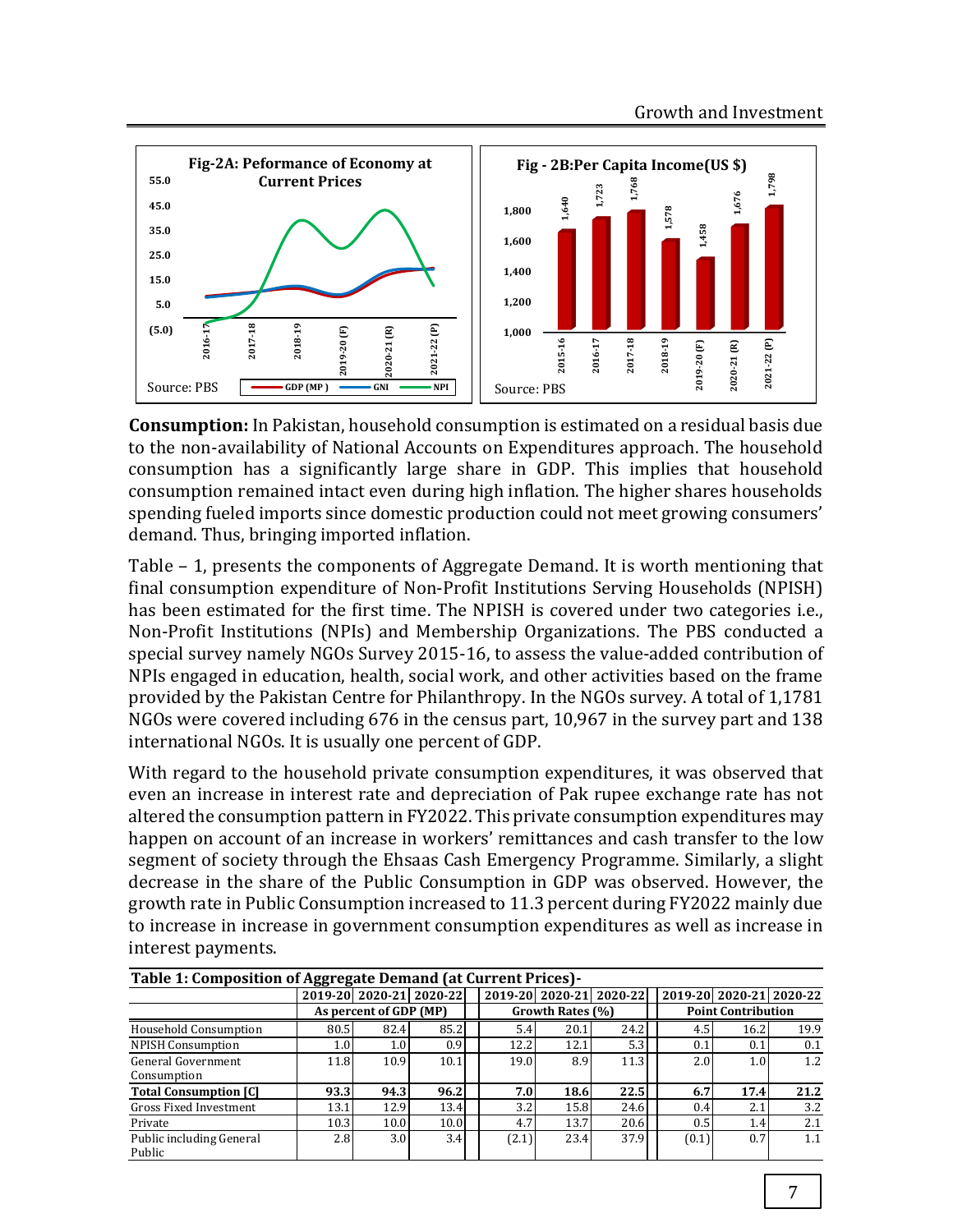Fig-2A: Peformance of Economy at Current Prices

Source: PBS

Fig - 2B:Per Capita Income(US $)

Source: PBS

**Consumption:** In Pakistan, household consumption is estimated on a residual basis due to the non-availability of National Accounts on Expenditures approach. The household consumption has a significantly large share in GDP. This implies that household consumption remained intact even during high inflation. The higher shares households spending fueled imports since domestic production could not meet growing consumers' demand. Thus, bringing imported inflation.

Table – 1, presents the components of Aggregate Demand. It is worth mentioning that final consumption expenditure of Non-Profit Institutions Serving Households (NPISH) has been estimated for the first time. The NPISH is covered under two categories i.e., Non-Profit Institutions (NPIs) and Membership Organizations. The PBS conducted a special survey namely NGOs Survey 2015-16, to assess the value-added contribution of NPIs engaged in education, health, social work, and other activities based on the frame provided by the Pakistan Centre for Philanthropy. In the NGOs survey. A total of 1,1781 NGOs were covered including 676 in the census part, 10,967 in the survey part and 138 international NGOs. It is usually one percent of GDP.

With regard to the household private consumption expenditures, it was observed that even an increase in interest rate and depreciation of Pak rupee exchange rate has not altered the consumption pattern in FY2022. This private consumption expenditures may happen on account of an increase in workers' remittances and cash transfer to the low segment of society through the Ehsaas Cash Emergency Programme. Similarly, a slight decrease in the share of the Public Consumption in GDP was observed. However, the growth rate in Public Consumption increased to 11.3 percent during FY2022 mainly due to increase in increase in government consumption expenditures as well as increase in interest payments.

**Table 1: Composition of Aggregate Demand (at Current Prices)-**

| | 2019-20 | 2020-21 | 2020-22 | 2019-20 | 2020-21 | 2020-22 | 2019-20 | 2020-21 | 2020-22 |
|---|---|---|---|---|---|---|---|---|---|
| | As percent of GDP (MP) | | | Growth Rates (%) | | | Point Contribution | | |
| Household Consumption | 80.5 | 82.4 | 85.2 | 5.4 | 20.1 | 24.2 | 4.5 | 16.2 | 19.9 |
| NPISH Consumption | 1.0 | 1.0 | 0.9 | 12.2 | 12.1 | 5.3 | 0.1 | 0.1 | 0.1 |
| General Government Consumption | 11.8 | 10.9 | 10.1 | 19.0 | 8.9 | 11.3 | 2.0 | 1.0 | 1.2 |
| **Total Consumption [C]** | **93.3** | **94.3** | **96.2** | **7.0** | **18.6** | **22.5** | **6.7** | **17.4** | **21.2** |
| Gross Fixed Investment | 13.1 | 12.9 | 13.4 | 3.2 | 15.8 | 24.6 | 0.4 | 2.1 | 3.2 |
| Private | 10.3 | 10.0 | 10.0 | 4.7 | 13.7 | 20.6 | 0.5 | 1.4 | 2.1 |
| Public including General Public | 2.8 | 3.0 | 3.4 | (2.1) | 23.4 | 37.9 | (0.1) | 0.7 | 1.1 |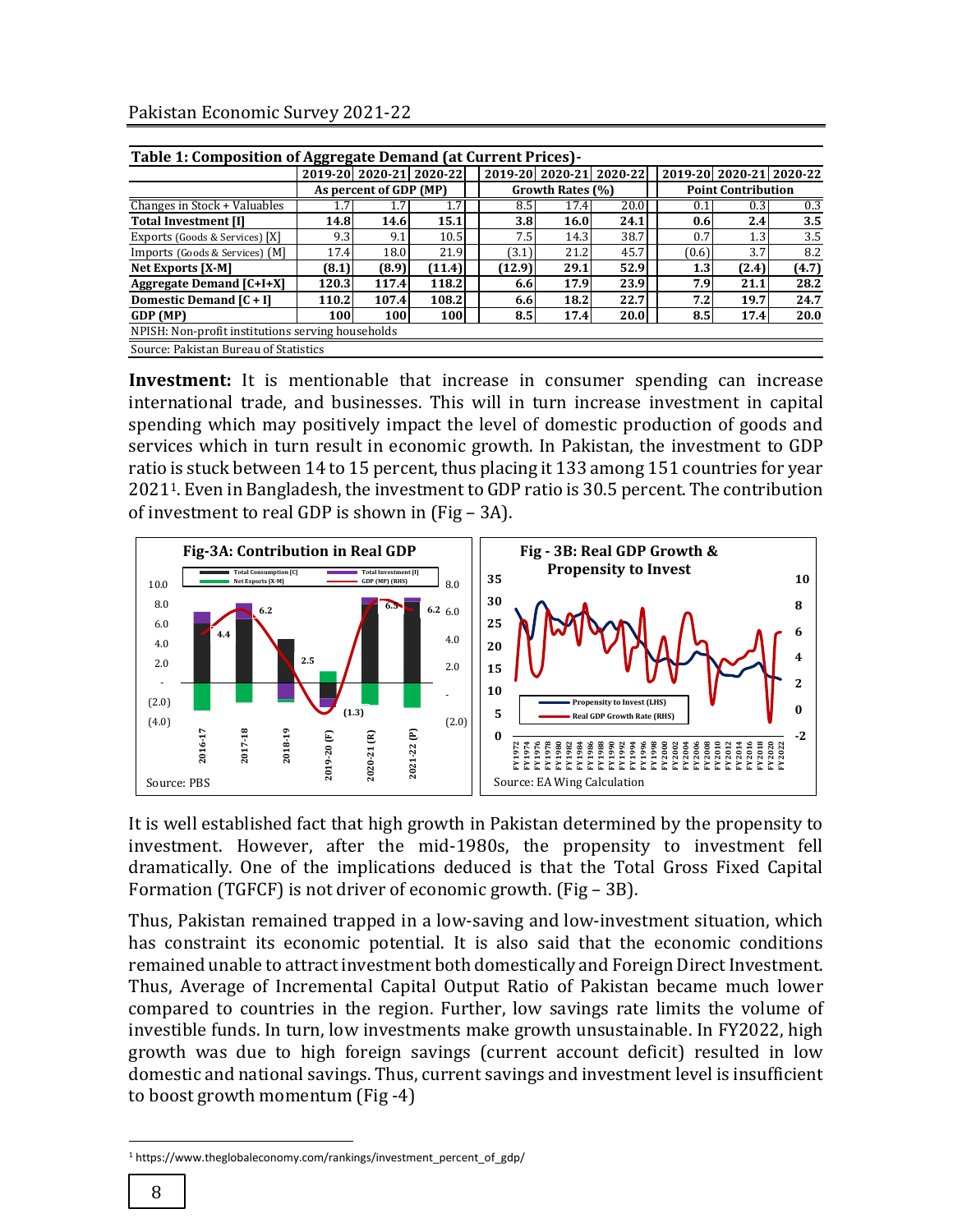**Table 1: Composition of Aggregate Demand (at Current Prices)-**

| | 2019-20 | 2020-21 | 2020-22 | 2019-20 | 2020-21 | 2020-22 | 2019-20 | 2020-21 | 2020-22 |
|---|---|---|---|---|---|---|---|---|---|
| | As percent of GDP (MP) | | | Growth Rates (%) | | | Point Contribution | | |
| Changes in Stock + Valuables | 1.7 | 1.7 | 1.7 | 8.5 | 17.4 | 20.0 | 0.1 | 0.3 | 0.3 |
| **Total Investment [I]** | **14.8** | **14.6** | **15.1** | **3.8** | **16.0** | **24.1** | **0.6** | **2.4** | **3.5** |
| Exports (Goods & Services) [X] | 9.3 | 9.1 | 10.5 | 7.5 | 14.3 | 38.7 | 0.7 | 1.3 | 3.5 |
| Imports (Goods & Services) [M] | 17.4 | 18.0 | 21.9 | (3.1) | 21.2 | 45.7 | (0.6) | 3.7 | 8.2 |
| **Net Exports [X-M]** | **(8.1)** | **(8.9)** | **(11.4)** | **(12.9)** | **29.1** | **52.9** | **1.3** | **(2.4)** | **(4.7)** |
| **Aggregate Demand [C+I+X]** | **120.3** | **117.4** | **118.2** | **6.6** | **17.9** | **23.9** | **7.9** | **21.1** | **28.2** |
| **Domestic Demand [C + I]** | **110.2** | **107.4** | **108.2** | **6.6** | **18.2** | **22.7** | **7.2** | **19.7** | **24.7** |
| **GDP (MP)** | **100** | **100** | **100** | **8.5** | **17.4** | **20.0** | **8.5** | **17.4** | **20.0** |

NPISH: Non-profit institutions serving households

Source: Pakistan Bureau of Statistics

**Investment:** It is mentionable that increase in consumer spending can increase international trade, and businesses. This will in turn increase investment in capital spending which may positively impact the level of domestic production of goods and services which in turn result in economic growth. In Pakistan, the investment to GDP ratio is stuck between 14 to 15 percent, thus placing it 133 among 151 countries for year 2021[1]. Even in Bangladesh, the investment to GDP ratio is 30.5 percent. The contribution of investment to real GDP is shown in (Fig – 3A).

Fig-3A: Contribution in Real GDP

Source: PBS

Fig - 3B: Real GDP Growth & Propensity to Invest

Source: EA Wing Calculation

It is well established fact that high growth in Pakistan determined by the propensity to investment. However, after the mid-1980s, the propensity to investment fell dramatically. One of the implications deduced is that the Total Gross Fixed Capital Formation (TGFCF) is not driver of economic growth. (Fig – 3B).

Thus, Pakistan remained trapped in a low-saving and low-investment situation, which has constraint its economic potential. It is also said that the economic conditions remained unable to attract investment both domestically and Foreign Direct Investment. Thus, Average of Incremental Capital Output Ratio of Pakistan became much lower compared to countries in the region. Further, low savings rate limits the volume of investible funds. In turn, low investments make growth unsustainable. In FY2022, high growth was due to high foreign savings (current account deficit) resulted in low domestic and national savings. Thus, current savings and investment level is insufficient to boost growth momentum (Fig -4)

[1] https://www.theglobaleconomy.com/rankings/investment_percent_of_gdp/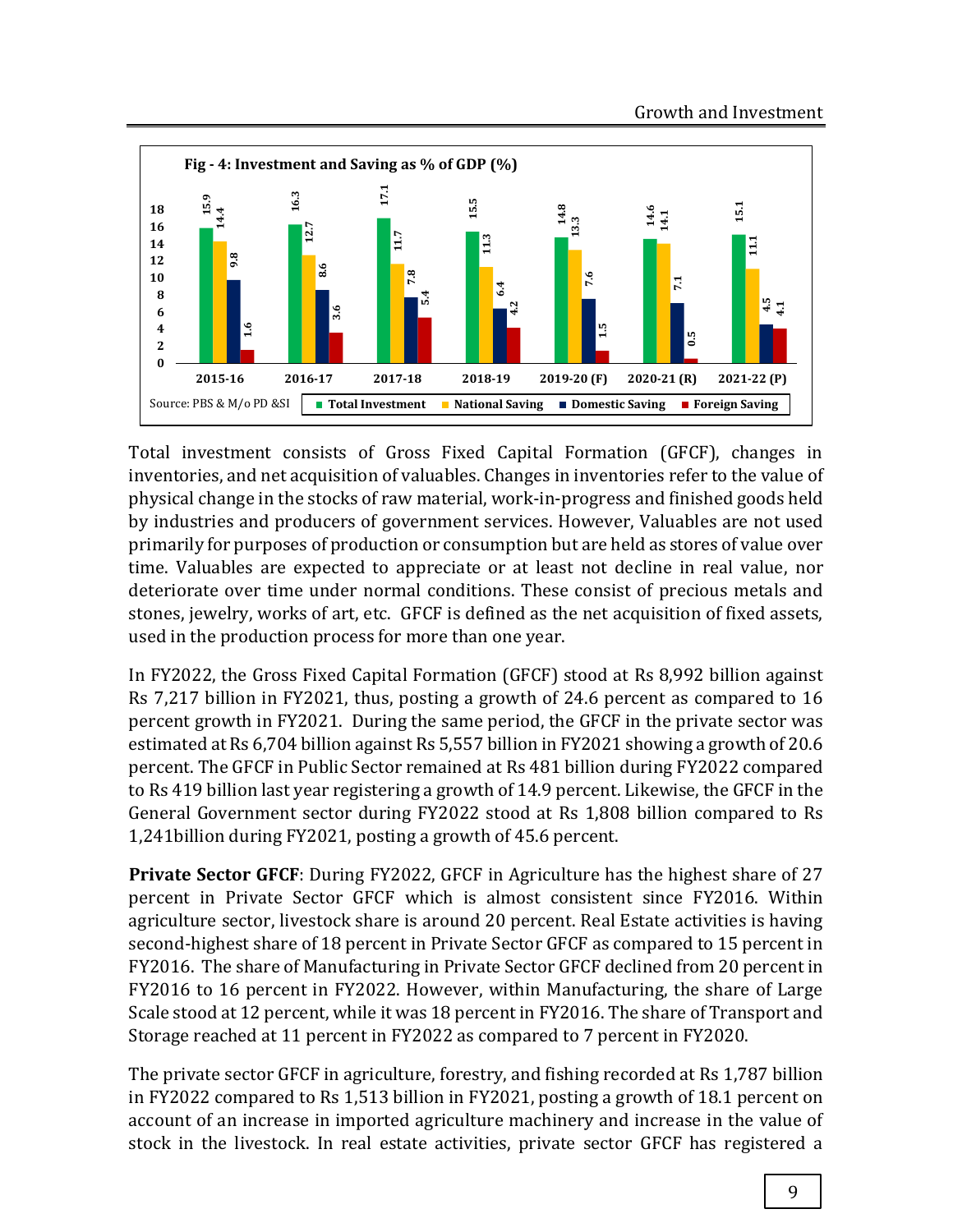**Fig - 4: Investment and Saving as % of GDP (%)**

| | 2015-16 | 2016-17 | 2017-18 | 2018-19 | 2019-20 (F) | 2020-21 (R) | 2021-22 (P) |
|---|---|---|---|---|---|---|---|
| Total Investment | 15.9 | 16.3 | 17.1 | 15.5 | 14.8 | 14.6 | 15.1 |
| National Saving | 14.4 | 12.7 | 11.7 | 11.3 | 13.3 | 14.1 | 11.1 |
| Domestic Saving | 9.8 | 8.6 | 7.8 | 6.4 | 7.6 | 7.1 | 4.5 |
| Foreign Saving | 1.6 | 3.6 | 5.4 | 4.2 | 1.5 | 0.5 | 4.1 |

Source: PBS & M/o PD &SI

Total investment consists of Gross Fixed Capital Formation (GFCF), changes in inventories, and net acquisition of valuables. Changes in inventories refer to the value of physical change in the stocks of raw material, work-in-progress and finished goods held by industries and producers of government services. However, Valuables are not used primarily for purposes of production or consumption but are held as stores of value over time. Valuables are expected to appreciate or at least not decline in real value, nor deteriorate over time under normal conditions. These consist of precious metals and stones, jewelry, works of art, etc. GFCF is defined as the net acquisition of fixed assets, used in the production process for more than one year.

In FY2022, the Gross Fixed Capital Formation (GFCF) stood at Rs 8,992 billion against Rs 7,217 billion in FY2021, thus, posting a growth of 24.6 percent as compared to 16 percent growth in FY2021. During the same period, the GFCF in the private sector was estimated at Rs 6,704 billion against Rs 5,557 billion in FY2021 showing a growth of 20.6 percent. The GFCF in Public Sector remained at Rs 481 billion during FY2022 compared to Rs 419 billion last year registering a growth of 14.9 percent. Likewise, the GFCF in the General Government sector during FY2022 stood at Rs 1,808 billion compared to Rs 1,241billion during FY2021, posting a growth of 45.6 percent.

**Private Sector GFCF**: During FY2022, GFCF in Agriculture has the highest share of 27 percent in Private Sector GFCF which is almost consistent since FY2016. Within agriculture sector, livestock share is around 20 percent. Real Estate activities is having second-highest share of 18 percent in Private Sector GFCF as compared to 15 percent in FY2016. The share of Manufacturing in Private Sector GFCF declined from 20 percent in FY2016 to 16 percent in FY2022. However, within Manufacturing, the share of Large Scale stood at 12 percent, while it was 18 percent in FY2016. The share of Transport and Storage reached at 11 percent in FY2022 as compared to 7 percent in FY2020.

The private sector GFCF in agriculture, forestry, and fishing recorded at Rs 1,787 billion in FY2022 compared to Rs 1,513 billion in FY2021, posting a growth of 18.1 percent on account of an increase in imported agriculture machinery and increase in the value of stock in the livestock. In real estate activities, private sector GFCF has registered a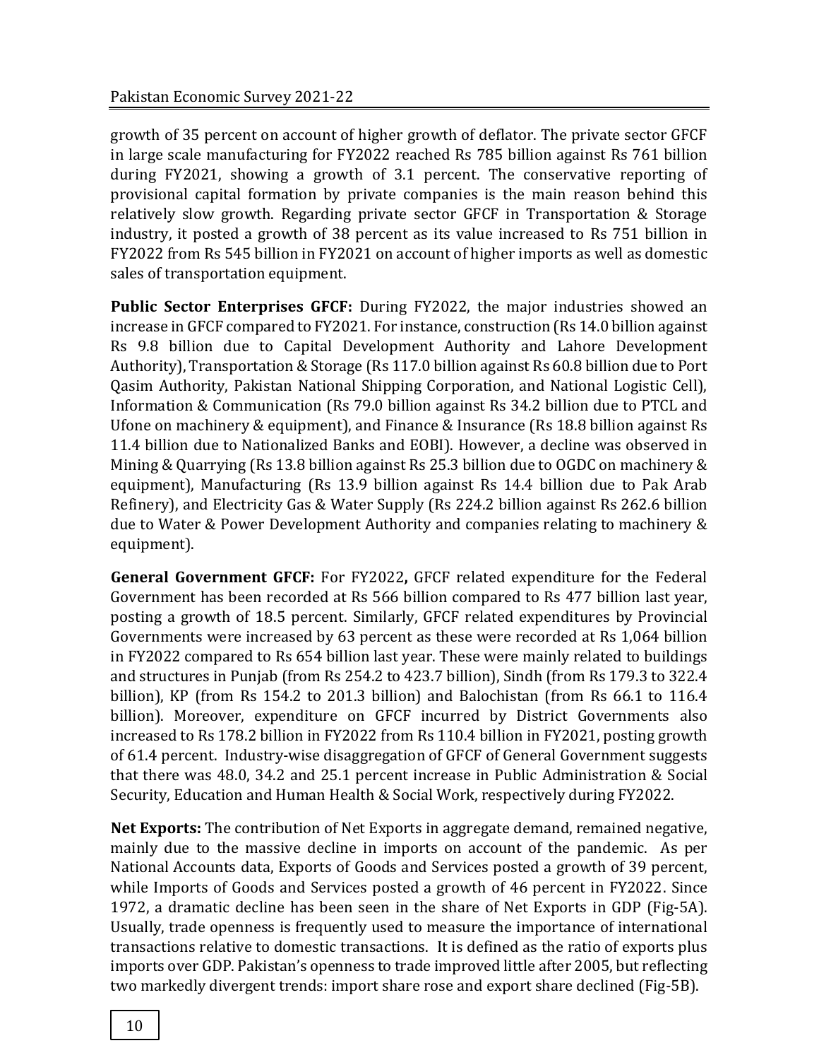growth of 35 percent on account of higher growth of deflator. The private sector GFCF in large scale manufacturing for FY2022 reached Rs 785 billion against Rs 761 billion during FY2021, showing a growth of 3.1 percent. The conservative reporting of provisional capital formation by private companies is the main reason behind this relatively slow growth. Regarding private sector GFCF in Transportation & Storage industry, it posted a growth of 38 percent as its value increased to Rs 751 billion in FY2022 from Rs 545 billion in FY2021 on account of higher imports as well as domestic sales of transportation equipment.

**Public Sector Enterprises GFCF:** During FY2022, the major industries showed an increase in GFCF compared to FY2021. For instance, construction (Rs 14.0 billion against Rs 9.8 billion due to Capital Development Authority and Lahore Development Authority), Transportation & Storage (Rs 117.0 billion against Rs 60.8 billion due to Port Qasim Authority, Pakistan National Shipping Corporation, and National Logistic Cell), Information & Communication (Rs 79.0 billion against Rs 34.2 billion due to PTCL and Ufone on machinery & equipment), and Finance & Insurance (Rs 18.8 billion against Rs 11.4 billion due to Nationalized Banks and EOBI). However, a decline was observed in Mining & Quarrying (Rs 13.8 billion against Rs 25.3 billion due to OGDC on machinery & equipment), Manufacturing (Rs 13.9 billion against Rs 14.4 billion due to Pak Arab Refinery), and Electricity Gas & Water Supply (Rs 224.2 billion against Rs 262.6 billion due to Water & Power Development Authority and companies relating to machinery & equipment).

**General Government GFCF:** For FY2022**,** GFCF related expenditure for the Federal Government has been recorded at Rs 566 billion compared to Rs 477 billion last year, posting a growth of 18.5 percent. Similarly, GFCF related expenditures by Provincial Governments were increased by 63 percent as these were recorded at Rs 1,064 billion in FY2022 compared to Rs 654 billion last year. These were mainly related to buildings and structures in Punjab (from Rs 254.2 to 423.7 billion), Sindh (from Rs 179.3 to 322.4 billion), KP (from Rs 154.2 to 201.3 billion) and Balochistan (from Rs 66.1 to 116.4 billion). Moreover, expenditure on GFCF incurred by District Governments also increased to Rs 178.2 billion in FY2022 from Rs 110.4 billion in FY2021, posting growth of 61.4 percent. Industry-wise disaggregation of GFCF of General Government suggests that there was 48.0, 34.2 and 25.1 percent increase in Public Administration & Social Security, Education and Human Health & Social Work, respectively during FY2022.

**Net Exports:** The contribution of Net Exports in aggregate demand, remained negative, mainly due to the massive decline in imports on account of the pandemic. As per National Accounts data, Exports of Goods and Services posted a growth of 39 percent, while Imports of Goods and Services posted a growth of 46 percent in FY2022. Since 1972, a dramatic decline has been seen in the share of Net Exports in GDP (Fig-5A). Usually, trade openness is frequently used to measure the importance of international transactions relative to domestic transactions. It is defined as the ratio of exports plus imports over GDP. Pakistan's openness to trade improved little after 2005, but reflecting two markedly divergent trends: import share rose and export share declined (Fig-5B).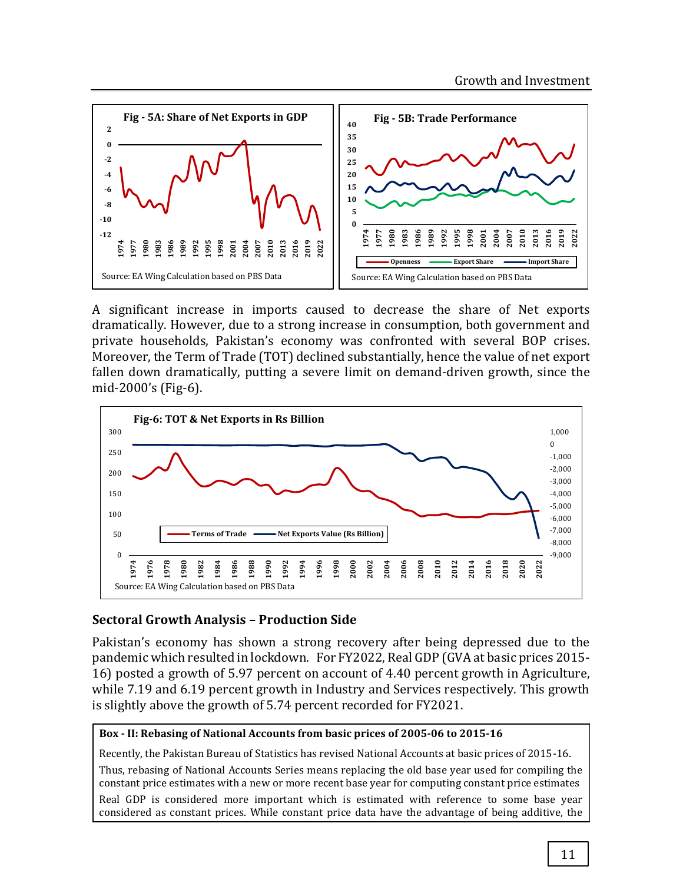**Fig - 5A: Share of Net Exports in GDP**

Source: EA Wing Calculation based on PBS Data

**Fig - 5B: Trade Performance**

Source: EA Wing Calculation based on PBS Data

A significant increase in imports caused to decrease the share of Net exports dramatically. However, due to a strong increase in consumption, both government and private households, Pakistan's economy was confronted with several BOP crises. Moreover, the Term of Trade (TOT) declined substantially, hence the value of net export fallen down dramatically, putting a severe limit on demand-driven growth, since the mid-2000's (Fig-6).

**Fig-6: TOT & Net Exports in Rs Billion**

Source: EA Wing Calculation based on PBS Data

## Sectoral Growth Analysis – Production Side

Pakistan's economy has shown a strong recovery after being depressed due to the pandemic which resulted in lockdown. For FY2022, Real GDP (GVA at basic prices 2015-16) posted a growth of 5.97 percent on account of 4.40 percent growth in Agriculture, while 7.19 and 6.19 percent growth in Industry and Services respectively. This growth is slightly above the growth of 5.74 percent recorded for FY2021.

**Box - II: Rebasing of National Accounts from basic prices of 2005-06 to 2015-16**

Recently, the Pakistan Bureau of Statistics has revised National Accounts at basic prices of 2015-16.

Thus, rebasing of National Accounts Series means replacing the old base year used for compiling the constant price estimates with a new or more recent base year for computing constant price estimates

Real GDP is considered more important which is estimated with reference to some base year considered as constant prices. While constant price data have the advantage of being additive, the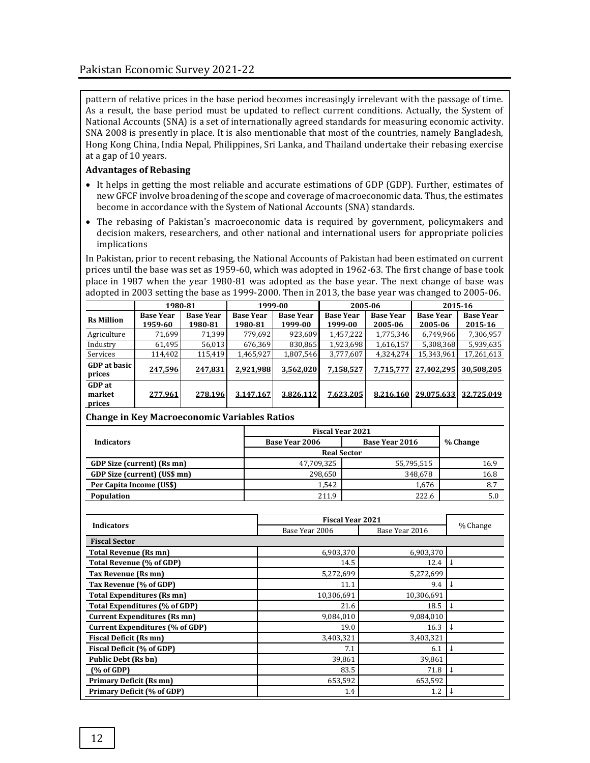pattern of relative prices in the base period becomes increasingly irrelevant with the passage of time. As a result, the base period must be updated to reflect current conditions. Actually, the System of National Accounts (SNA) is a set of internationally agreed standards for measuring economic activity. SNA 2008 is presently in place. It is also mentionable that most of the countries, namely Bangladesh, Hong Kong China, India Nepal, Philippines, Sri Lanka, and Thailand undertake their rebasing exercise at a gap of 10 years.

**Advantages of Rebasing**

- It helps in getting the most reliable and accurate estimations of GDP (GDP). Further, estimates of new GFCF involve broadening of the scope and coverage of macroeconomic data. Thus, the estimates become in accordance with the System of National Accounts (SNA) standards.
- The rebasing of Pakistan's macroeconomic data is required by government, policymakers and decision makers, researchers, and other national and international users for appropriate policies implications

In Pakistan, prior to recent rebasing, the National Accounts of Pakistan had been estimated on current prices until the base was set as 1959-60, which was adopted in 1962-63. The first change of base took place in 1987 when the year 1980-81 was adopted as the base year. The next change of base was adopted in 2003 setting the base as 1999-2000. Then in 2013, the base year was changed to 2005-06.

| Rs Million | 1980-81 | | 1999-00 | | 2005-06 | | 2015-16 | |
|---|---|---|---|---|---|---|---|---|
| | **Base Year 1959-60** | **Base Year 1980-81** | **Base Year 1980-81** | **Base Year 1999-00** | **Base Year 1999-00** | **Base Year 2005-06** | **Base Year 2005-06** | **Base Year 2015-16** |
| Agriculture | 71,699 | 71,399 | 779,692 | 923,609 | 1,457,222 | 1,775,346 | 6,749,966 | 7,306,957 |
| Industry | 61,495 | 56,013 | 676,369 | 830,865 | 1,923,698 | 1,616,157 | 5,308,368 | 5,939,635 |
| Services | 114,402 | 115,419 | 1,465,927 | 1,807,546 | 3,777,607 | 4,324,274 | 15,343,961 | 17,261,613 |
| **GDP at basic prices** | **247,596** | **247,831** | **2,921,988** | **3,562,020** | **7,158,527** | **7,715,777** | **27,402,295** | **30,508,205** |
| **GDP at market prices** | **277,961** | **278,196** | **3,147,167** | **3,826,112** | **7,623,205** | **8,216,160** | **29,075,633** | **32,725,049** |

**Change in Key Macroeconomic Variables Ratios**

| Indicators | Fiscal Year 2021 | | % Change |
|---|---|---|---|
| | **Base Year 2006** | **Base Year 2016** | |
| | **Real Sector** | | |
| **GDP Size (current) (Rs mn)** | 47,709,325 | 55,795,515 | 16.9 |
| **GDP Size (current) (US$ mn)** | 298,650 | 348,678 | 16.8 |
| **Per Capita Income (US$)** | 1,542 | 1,676 | 8.7 |
| **Population** | 211.9 | 222.6 | 5.0 |

| Indicators | Fiscal Year 2021 | | % Change |
|---|---|---|---|
| | Base Year 2006 | Base Year 2016 | |
| **Fiscal Sector** | | | |
| **Total Revenue (Rs mn)** | 6,903,370 | 6,903,370 | |
| **Total Revenue (% of GDP)** | 14.5 | 12.4 | ↓ |
| **Tax Revenue (Rs mn)** | 5,272,699 | 5,272,699 | |
| **Tax Revenue (% of GDP)** | 11.1 | 9.4 | ↓ |
| **Total Expenditures (Rs mn)** | 10,306,691 | 10,306,691 | |
| **Total Expenditures (% of GDP)** | 21.6 | 18.5 | ↓ |
| **Current Expenditures (Rs mn)** | 9,084,010 | 9,084,010 | |
| **Current Expenditures (% of GDP)** | 19.0 | 16.3 | ↓ |
| **Fiscal Deficit (Rs mn)** | 3,403,321 | 3,403,321 | |
| **Fiscal Deficit (% of GDP)** | 7.1 | 6.1 | ↓ |
| **Public Debt (Rs bn)** | 39,861 | 39,861 | |
| **(% of GDP)** | 83.5 | 71.8 | ↓ |
| **Primary Deficit (Rs mn)** | 653,592 | 653,592 | |
| **Primary Deficit (% of GDP)** | 1.4 | 1.2 | ↓ |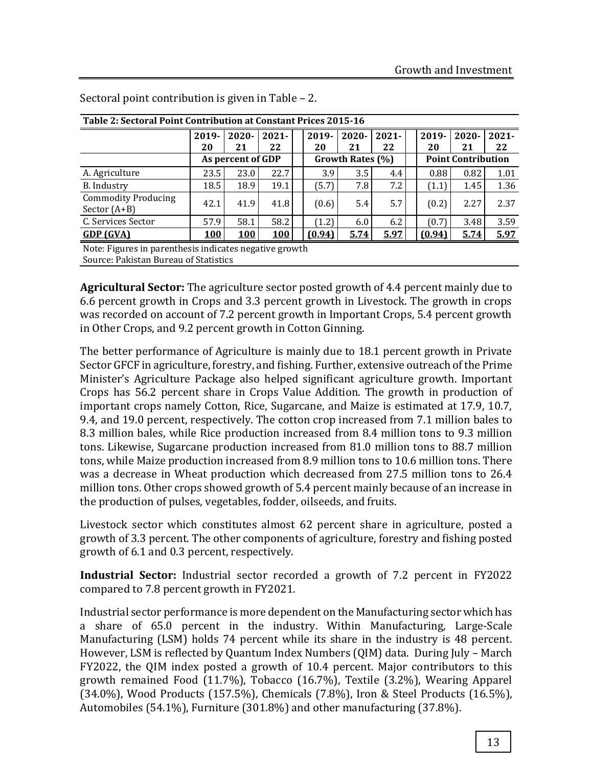Sectoral point contribution is given in Table – 2.

**Table 2: Sectoral Point Contribution at Constant Prices 2015-16**

| | 2019-20 | 2020-21 | 2021-22 | 2019-20 | 2020-21 | 2021-22 | 2019-20 | 2020-21 | 2021-22 |
|---|---|---|---|---|---|---|---|---|---|
| | As percent of GDP | | | Growth Rates (%) | | | Point Contribution | | |
| A. Agriculture | 23.5 | 23.0 | 22.7 | 3.9 | 3.5 | 4.4 | 0.88 | 0.82 | 1.01 |
| B. Industry | 18.5 | 18.9 | 19.1 | (5.7) | 7.8 | 7.2 | (1.1) | 1.45 | 1.36 |
| Commodity Producing Sector (A+B) | 42.1 | 41.9 | 41.8 | (0.6) | 5.4 | 5.7 | (0.2) | 2.27 | 2.37 |
| C. Services Sector | 57.9 | 58.1 | 58.2 | (1.2) | 6.0 | 6.2 | (0.7) | 3.48 | 3.59 |
| **GDP (GVA)** | **100** | **100** | **100** | **(0.94)** | **5.74** | **5.97** | **(0.94)** | **5.74** | **5.97** |

Note: Figures in parenthesis indicates negative growth
Source: Pakistan Bureau of Statistics

**Agricultural Sector:** The agriculture sector posted growth of 4.4 percent mainly due to 6.6 percent growth in Crops and 3.3 percent growth in Livestock. The growth in crops was recorded on account of 7.2 percent growth in Important Crops, 5.4 percent growth in Other Crops, and 9.2 percent growth in Cotton Ginning.

The better performance of Agriculture is mainly due to 18.1 percent growth in Private Sector GFCF in agriculture, forestry, and fishing. Further, extensive outreach of the Prime Minister's Agriculture Package also helped significant agriculture growth. Important Crops has 56.2 percent share in Crops Value Addition. The growth in production of important crops namely Cotton, Rice, Sugarcane, and Maize is estimated at 17.9, 10.7, 9.4, and 19.0 percent, respectively. The cotton crop increased from 7.1 million bales to 8.3 million bales, while Rice production increased from 8.4 million tons to 9.3 million tons. Likewise, Sugarcane production increased from 81.0 million tons to 88.7 million tons, while Maize production increased from 8.9 million tons to 10.6 million tons. There was a decrease in Wheat production which decreased from 27.5 million tons to 26.4 million tons. Other crops showed growth of 5.4 percent mainly because of an increase in the production of pulses, vegetables, fodder, oilseeds, and fruits.

Livestock sector which constitutes almost 62 percent share in agriculture, posted a growth of 3.3 percent. The other components of agriculture, forestry and fishing posted growth of 6.1 and 0.3 percent, respectively.

**Industrial Sector:** Industrial sector recorded a growth of 7.2 percent in FY2022 compared to 7.8 percent growth in FY2021.

Industrial sector performance is more dependent on the Manufacturing sector which has a share of 65.0 percent in the industry. Within Manufacturing, Large-Scale Manufacturing (LSM) holds 74 percent while its share in the industry is 48 percent. However, LSM is reflected by Quantum Index Numbers (QIM) data. During July – March FY2022, the QIM index posted a growth of 10.4 percent. Major contributors to this growth remained Food (11.7%), Tobacco (16.7%), Textile (3.2%), Wearing Apparel (34.0%), Wood Products (157.5%), Chemicals (7.8%), Iron & Steel Products (16.5%), Automobiles (54.1%), Furniture (301.8%) and other manufacturing (37.8%).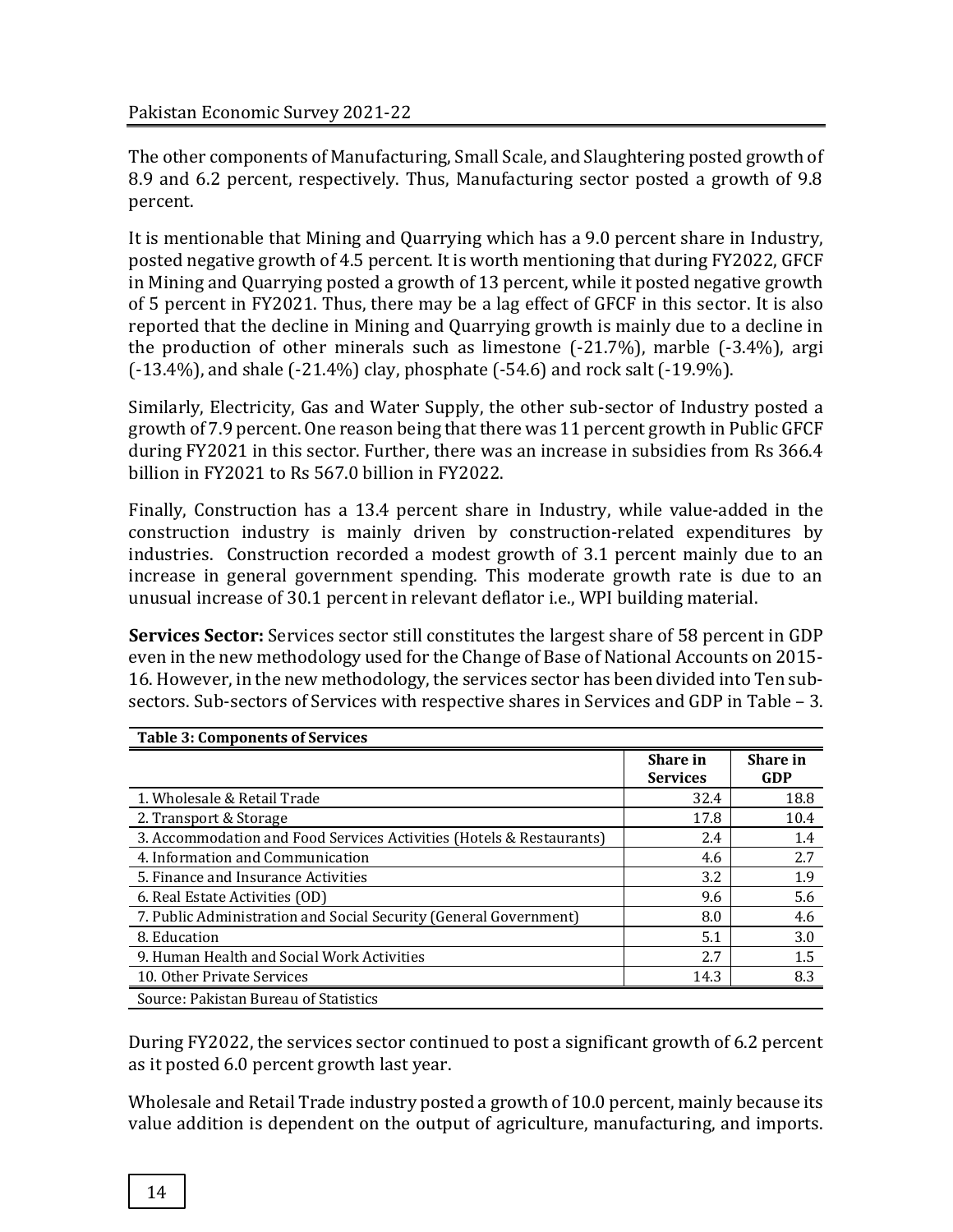The other components of Manufacturing, Small Scale, and Slaughtering posted growth of 8.9 and 6.2 percent, respectively. Thus, Manufacturing sector posted a growth of 9.8 percent.

It is mentionable that Mining and Quarrying which has a 9.0 percent share in Industry, posted negative growth of 4.5 percent. It is worth mentioning that during FY2022, GFCF in Mining and Quarrying posted a growth of 13 percent, while it posted negative growth of 5 percent in FY2021. Thus, there may be a lag effect of GFCF in this sector. It is also reported that the decline in Mining and Quarrying growth is mainly due to a decline in the production of other minerals such as limestone (-21.7%), marble (-3.4%), argi (-13.4%), and shale (-21.4%) clay, phosphate (-54.6) and rock salt (-19.9%).

Similarly, Electricity, Gas and Water Supply, the other sub-sector of Industry posted a growth of 7.9 percent. One reason being that there was 11 percent growth in Public GFCF during FY2021 in this sector. Further, there was an increase in subsidies from Rs 366.4 billion in FY2021 to Rs 567.0 billion in FY2022.

Finally, Construction has a 13.4 percent share in Industry, while value-added in the construction industry is mainly driven by construction-related expenditures by industries. Construction recorded a modest growth of 3.1 percent mainly due to an increase in general government spending. This moderate growth rate is due to an unusual increase of 30.1 percent in relevant deflator i.e., WPI building material.

**Services Sector:** Services sector still constitutes the largest share of 58 percent in GDP even in the new methodology used for the Change of Base of National Accounts on 2015-16. However, in the new methodology, the services sector has been divided into Ten sub-sectors. Sub-sectors of Services with respective shares in Services and GDP in Table – 3.

**Table 3: Components of Services**

| | Share in Services | Share in GDP |
|---|---|---|
| 1. Wholesale & Retail Trade | 32.4 | 18.8 |
| 2. Transport & Storage | 17.8 | 10.4 |
| 3. Accommodation and Food Services Activities (Hotels & Restaurants) | 2.4 | 1.4 |
| 4. Information and Communication | 4.6 | 2.7 |
| 5. Finance and Insurance Activities | 3.2 | 1.9 |
| 6. Real Estate Activities (OD) | 9.6 | 5.6 |
| 7. Public Administration and Social Security (General Government) | 8.0 | 4.6 |
| 8. Education | 5.1 | 3.0 |
| 9. Human Health and Social Work Activities | 2.7 | 1.5 |
| 10. Other Private Services | 14.3 | 8.3 |

Source: Pakistan Bureau of Statistics

During FY2022, the services sector continued to post a significant growth of 6.2 percent as it posted 6.0 percent growth last year.

Wholesale and Retail Trade industry posted a growth of 10.0 percent, mainly because its value addition is dependent on the output of agriculture, manufacturing, and imports.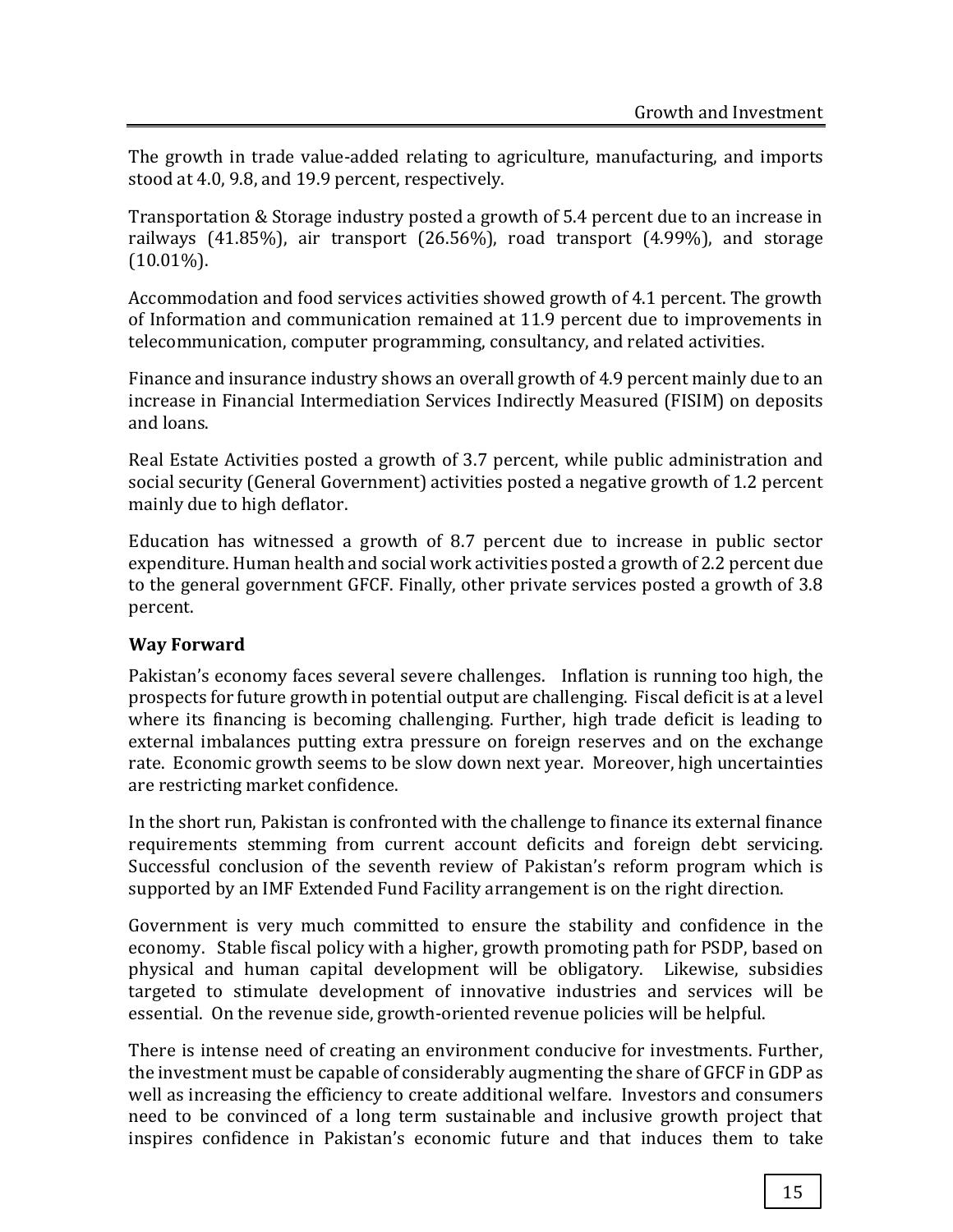The growth in trade value-added relating to agriculture, manufacturing, and imports stood at 4.0, 9.8, and 19.9 percent, respectively.

Transportation & Storage industry posted a growth of 5.4 percent due to an increase in railways (41.85%), air transport (26.56%), road transport (4.99%), and storage (10.01%).

Accommodation and food services activities showed growth of 4.1 percent. The growth of Information and communication remained at 11.9 percent due to improvements in telecommunication, computer programming, consultancy, and related activities.

Finance and insurance industry shows an overall growth of 4.9 percent mainly due to an increase in Financial Intermediation Services Indirectly Measured (FISIM) on deposits and loans.

Real Estate Activities posted a growth of 3.7 percent, while public administration and social security (General Government) activities posted a negative growth of 1.2 percent mainly due to high deflator.

Education has witnessed a growth of 8.7 percent due to increase in public sector expenditure. Human health and social work activities posted a growth of 2.2 percent due to the general government GFCF. Finally, other private services posted a growth of 3.8 percent.

**Way Forward**

Pakistan's economy faces several severe challenges. Inflation is running too high, the prospects for future growth in potential output are challenging. Fiscal deficit is at a level where its financing is becoming challenging. Further, high trade deficit is leading to external imbalances putting extra pressure on foreign reserves and on the exchange rate. Economic growth seems to be slow down next year. Moreover, high uncertainties are restricting market confidence.

In the short run, Pakistan is confronted with the challenge to finance its external finance requirements stemming from current account deficits and foreign debt servicing. Successful conclusion of the seventh review of Pakistan's reform program which is supported by an IMF Extended Fund Facility arrangement is on the right direction.

Government is very much committed to ensure the stability and confidence in the economy. Stable fiscal policy with a higher, growth promoting path for PSDP, based on physical and human capital development will be obligatory. Likewise, subsidies targeted to stimulate development of innovative industries and services will be essential. On the revenue side, growth-oriented revenue policies will be helpful.

There is intense need of creating an environment conducive for investments. Further, the investment must be capable of considerably augmenting the share of GFCF in GDP as well as increasing the efficiency to create additional welfare. Investors and consumers need to be convinced of a long term sustainable and inclusive growth project that inspires confidence in Pakistan's economic future and that induces them to take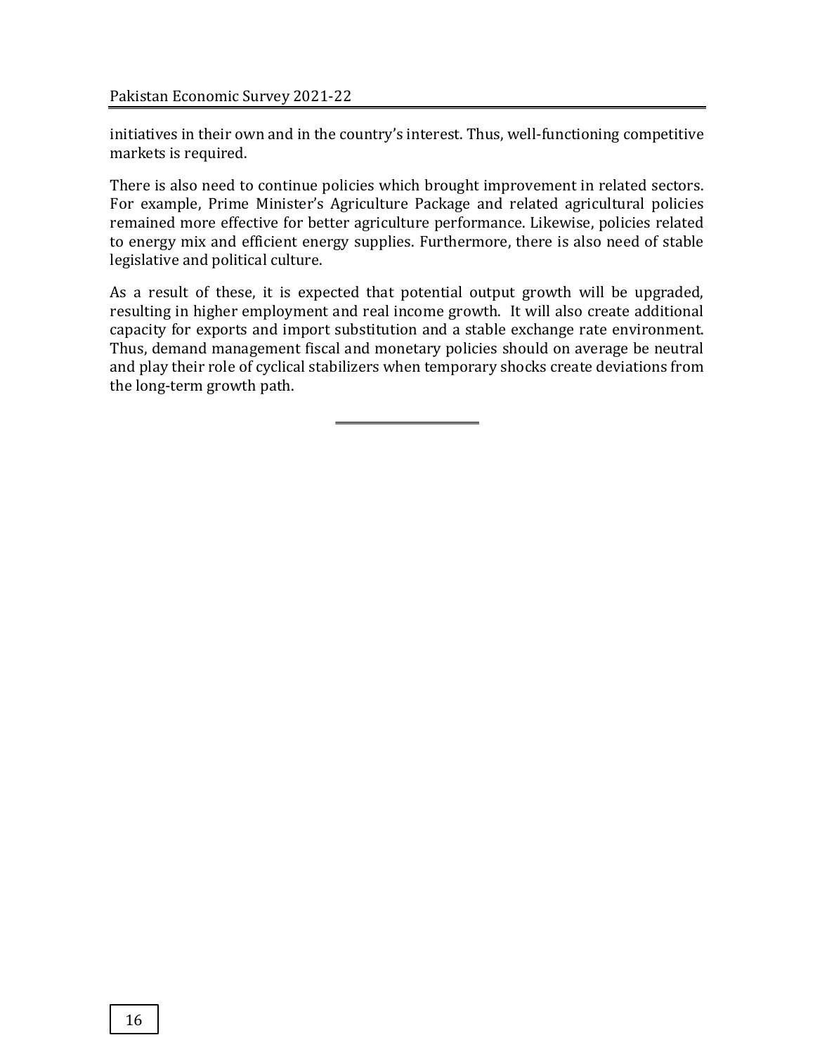initiatives in their own and in the country's interest. Thus, well-functioning competitive markets is required.

There is also need to continue policies which brought improvement in related sectors. For example, Prime Minister's Agriculture Package and related agricultural policies remained more effective for better agriculture performance. Likewise, policies related to energy mix and efficient energy supplies. Furthermore, there is also need of stable legislative and political culture.

As a result of these, it is expected that potential output growth will be upgraded, resulting in higher employment and real income growth. It will also create additional capacity for exports and import substitution and a stable exchange rate environment. Thus, demand management fiscal and monetary policies should on average be neutral and play their role of cyclical stabilizers when temporary shocks create deviations from the long-term growth path.